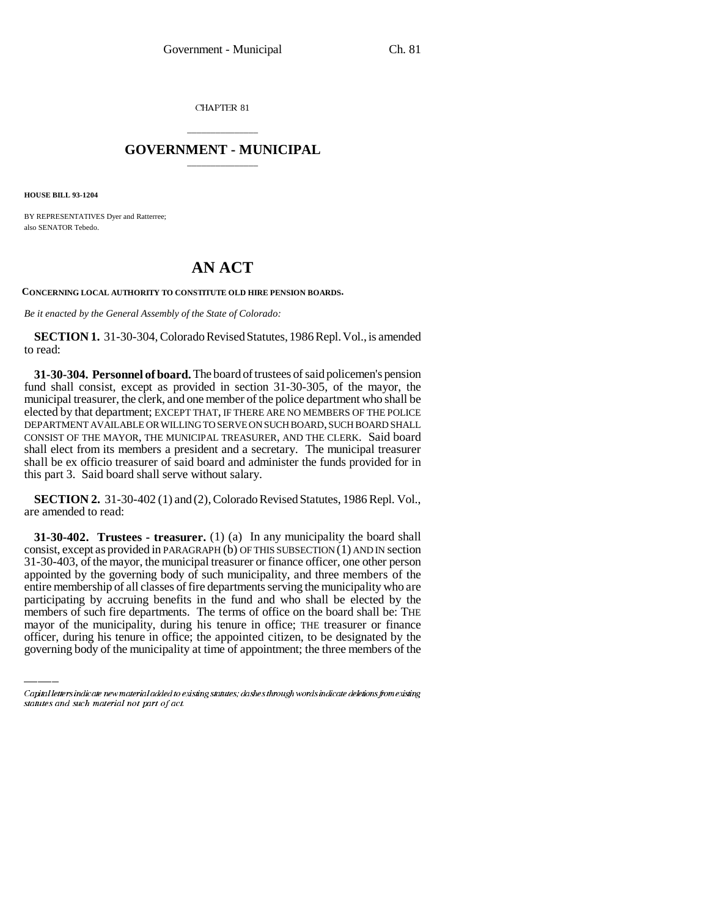CHAPTER 81

# GOVERNMENT - MUNICIPAL

**HOUSE BILL 93-1204**

BY REPRESENTATIVES Dyer and Ratterree;
also SENATOR Tebedo.

# AN ACT

**CONCERNING LOCAL AUTHORITY TO CONSTITUTE OLD HIRE PENSION BOARDS.**

*Be it enacted by the General Assembly of the State of Colorado:*

**SECTION 1.** 31-30-304, Colorado Revised Statutes, 1986 Repl. Vol., is amended to read:

**31-30-304. Personnel of board.** The board of trustees of said policemen's pension fund shall consist, except as provided in section 31-30-305, of the mayor, the municipal treasurer, the clerk, and one member of the police department who shall be elected by that department; EXCEPT THAT, IF THERE ARE NO MEMBERS OF THE POLICE DEPARTMENT AVAILABLE OR WILLING TO SERVE ON SUCH BOARD, SUCH BOARD SHALL CONSIST OF THE MAYOR, THE MUNICIPAL TREASURER, AND THE CLERK. Said board shall elect from its members a president and a secretary. The municipal treasurer shall be ex officio treasurer of said board and administer the funds provided for in this part 3. Said board shall serve without salary.

**SECTION 2.** 31-30-402 (1) and (2), Colorado Revised Statutes, 1986 Repl. Vol., are amended to read:

**31-30-402. Trustees - treasurer.** (1) (a) In any municipality the board shall consist, except as provided in PARAGRAPH (b) OF THIS SUBSECTION (1) AND IN section 31-30-403, of the mayor, the municipal treasurer or finance officer, one other person appointed by the governing body of such municipality, and three members of the entire membership of all classes of fire departments serving the municipality who are participating by accruing benefits in the fund and who shall be elected by the members of such fire departments. The terms of office on the board shall be: THE mayor of the municipality, during his tenure in office; THE treasurer or finance officer, during his tenure in office; the appointed citizen, to be designated by the governing body of the municipality at time of appointment; the three members of the

Capital letters indicate new material added to existing statutes; dashes through words indicate deletions from existing statutes and such material not part of act.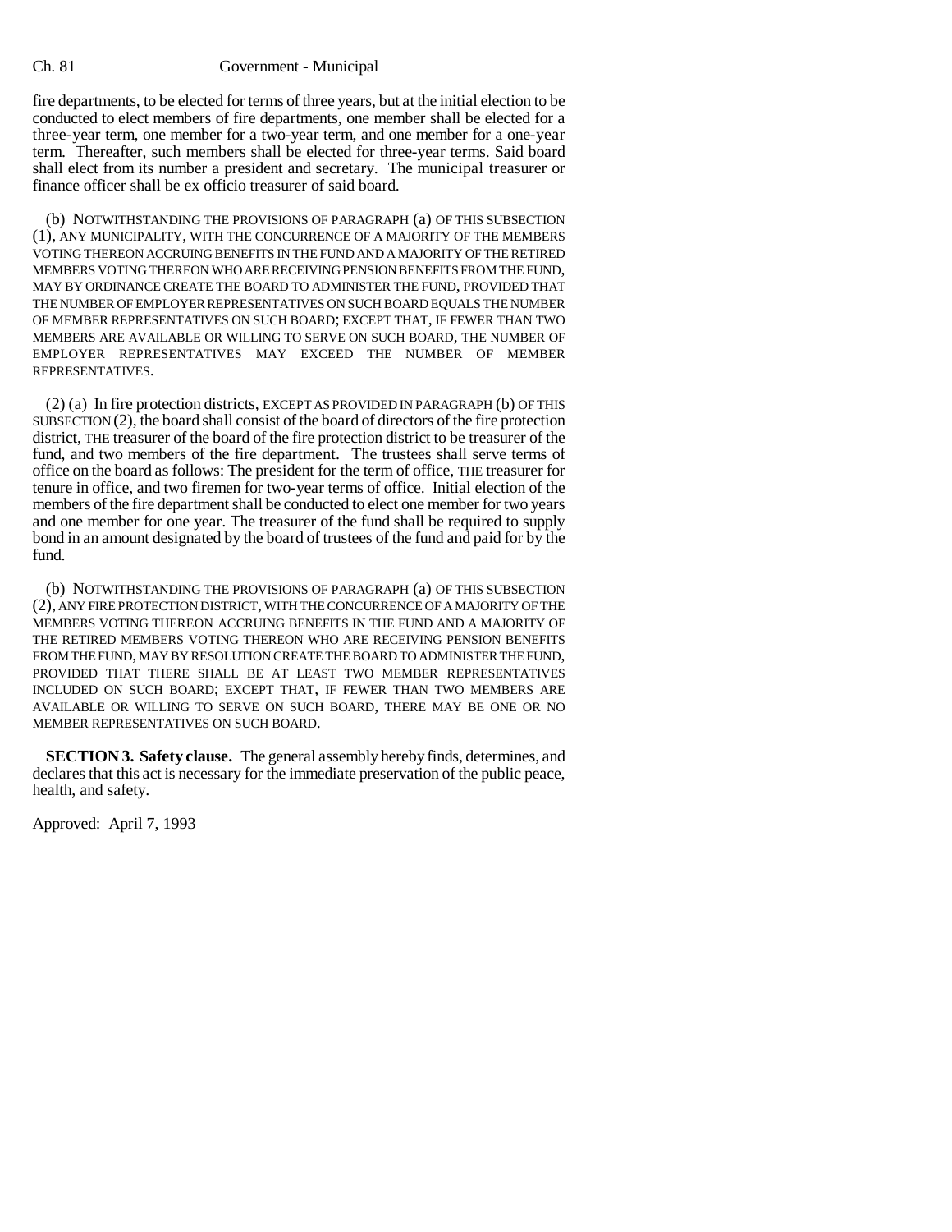fire departments, to be elected for terms of three years, but at the initial election to be conducted to elect members of fire departments, one member shall be elected for a three-year term, one member for a two-year term, and one member for a one-year term. Thereafter, such members shall be elected for three-year terms. Said board shall elect from its number a president and secretary. The municipal treasurer or finance officer shall be ex officio treasurer of said board.

(b) NOTWITHSTANDING THE PROVISIONS OF PARAGRAPH (a) OF THIS SUBSECTION (1), ANY MUNICIPALITY, WITH THE CONCURRENCE OF A MAJORITY OF THE MEMBERS VOTING THEREON ACCRUING BENEFITS IN THE FUND AND A MAJORITY OF THE RETIRED MEMBERS VOTING THEREON WHO ARE RECEIVING PENSION BENEFITS FROM THE FUND, MAY BY ORDINANCE CREATE THE BOARD TO ADMINISTER THE FUND, PROVIDED THAT THE NUMBER OF EMPLOYER REPRESENTATIVES ON SUCH BOARD EQUALS THE NUMBER OF MEMBER REPRESENTATIVES ON SUCH BOARD; EXCEPT THAT, IF FEWER THAN TWO MEMBERS ARE AVAILABLE OR WILLING TO SERVE ON SUCH BOARD, THE NUMBER OF EMPLOYER REPRESENTATIVES MAY EXCEED THE NUMBER OF MEMBER REPRESENTATIVES.

(2) (a) In fire protection districts, EXCEPT AS PROVIDED IN PARAGRAPH (b) OF THIS SUBSECTION (2), the board shall consist of the board of directors of the fire protection district, THE treasurer of the board of the fire protection district to be treasurer of the fund, and two members of the fire department. The trustees shall serve terms of office on the board as follows: The president for the term of office, THE treasurer for tenure in office, and two firemen for two-year terms of office. Initial election of the members of the fire department shall be conducted to elect one member for two years and one member for one year. The treasurer of the fund shall be required to supply bond in an amount designated by the board of trustees of the fund and paid for by the fund.

(b) NOTWITHSTANDING THE PROVISIONS OF PARAGRAPH (a) OF THIS SUBSECTION (2), ANY FIRE PROTECTION DISTRICT, WITH THE CONCURRENCE OF A MAJORITY OF THE MEMBERS VOTING THEREON ACCRUING BENEFITS IN THE FUND AND A MAJORITY OF THE RETIRED MEMBERS VOTING THEREON WHO ARE RECEIVING PENSION BENEFITS FROM THE FUND, MAY BY RESOLUTION CREATE THE BOARD TO ADMINISTER THE FUND, PROVIDED THAT THERE SHALL BE AT LEAST TWO MEMBER REPRESENTATIVES INCLUDED ON SUCH BOARD; EXCEPT THAT, IF FEWER THAN TWO MEMBERS ARE AVAILABLE OR WILLING TO SERVE ON SUCH BOARD, THERE MAY BE ONE OR NO MEMBER REPRESENTATIVES ON SUCH BOARD.

**SECTION 3. Safety clause.** The general assembly hereby finds, determines, and declares that this act is necessary for the immediate preservation of the public peace, health, and safety.

Approved: April 7, 1993